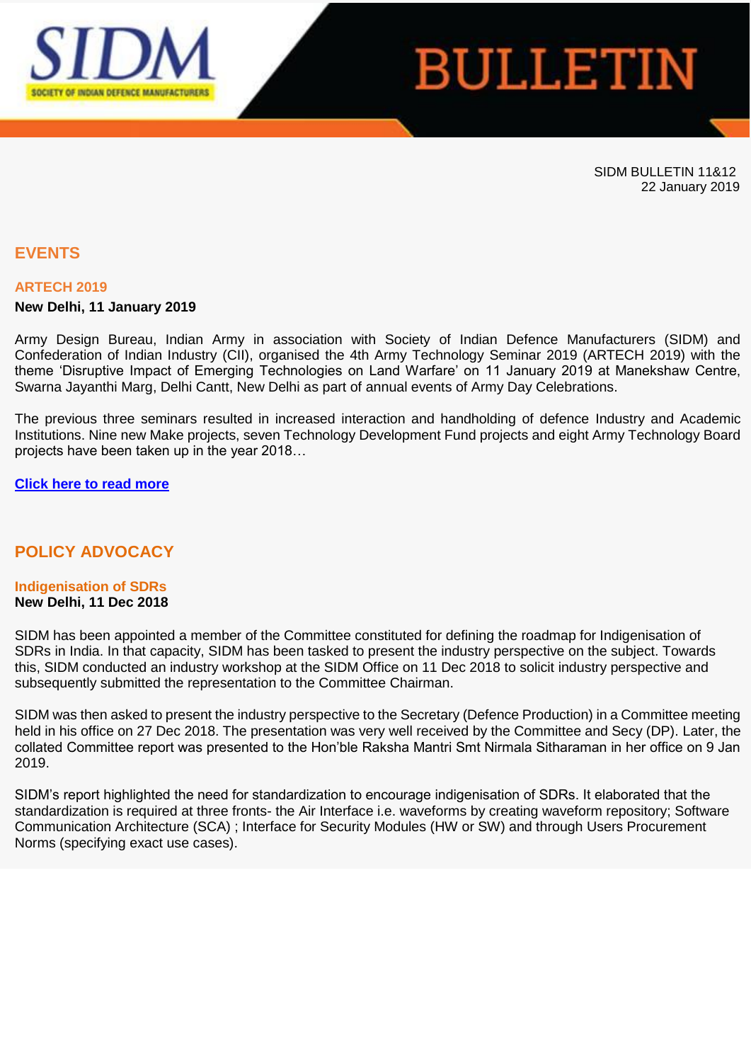# SIDM BULLETIN

SIDM BULLETIN 11&12
22 January 2019

## EVENTS

### ARTECH 2019

**New Delhi, 11 January 2019**

Army Design Bureau, Indian Army in association with Society of Indian Defence Manufacturers (SIDM) and Confederation of Indian Industry (CII), organised the 4th Army Technology Seminar 2019 (ARTECH 2019) with the theme 'Disruptive Impact of Emerging Technologies on Land Warfare' on 11 January 2019 at Manekshaw Centre, Swarna Jayanthi Marg, Delhi Cantt, New Delhi as part of annual events of Army Day Celebrations.

The previous three seminars resulted in increased interaction and handholding of defence Industry and Academic Institutions. Nine new Make projects, seven Technology Development Fund projects and eight Army Technology Board projects have been taken up in the year 2018…

**Click here to read more**

## POLICY ADVOCACY

### Indigenisation of SDRs

**New Delhi, 11 Dec 2018**

SIDM has been appointed a member of the Committee constituted for defining the roadmap for Indigenisation of SDRs in India. In that capacity, SIDM has been tasked to present the industry perspective on the subject. Towards this, SIDM conducted an industry workshop at the SIDM Office on 11 Dec 2018 to solicit industry perspective and subsequently submitted the representation to the Committee Chairman.

SIDM was then asked to present the industry perspective to the Secretary (Defence Production) in a Committee meeting held in his office on 27 Dec 2018. The presentation was very well received by the Committee and Secy (DP). Later, the collated Committee report was presented to the Hon'ble Raksha Mantri Smt Nirmala Sitharaman in her office on 9 Jan 2019.

SIDM's report highlighted the need for standardization to encourage indigenisation of SDRs. It elaborated that the standardization is required at three fronts- the Air Interface i.e. waveforms by creating waveform repository; Software Communication Architecture (SCA) ; Interface for Security Modules (HW or SW) and through Users Procurement Norms (specifying exact use cases).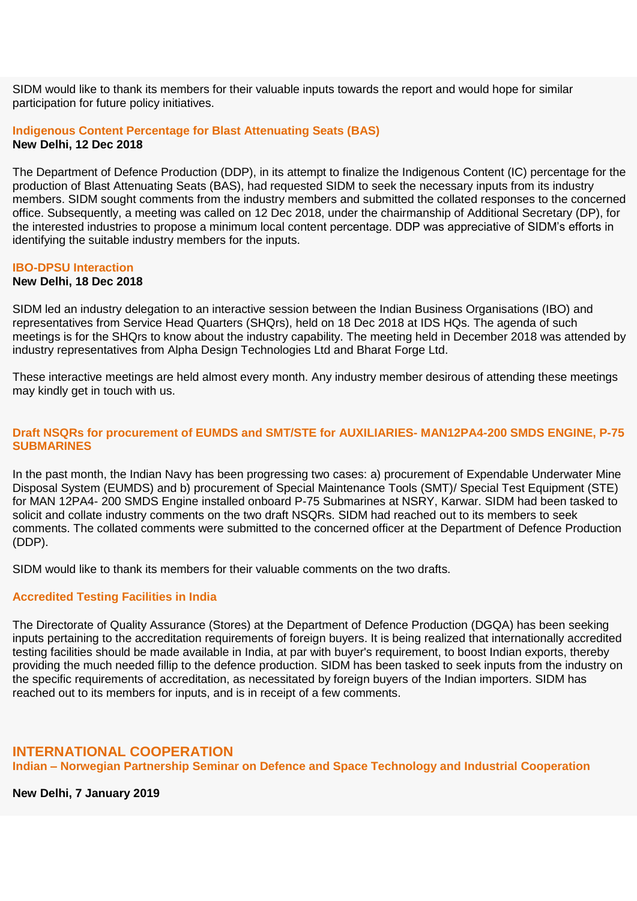SIDM would like to thank its members for their valuable inputs towards the report and would hope for similar participation for future policy initiatives.

### Indigenous Content Percentage for Blast Attenuating Seats (BAS)

**New Delhi, 12 Dec 2018**

The Department of Defence Production (DDP), in its attempt to finalize the Indigenous Content (IC) percentage for the production of Blast Attenuating Seats (BAS), had requested SIDM to seek the necessary inputs from its industry members. SIDM sought comments from the industry members and submitted the collated responses to the concerned office. Subsequently, a meeting was called on 12 Dec 2018, under the chairmanship of Additional Secretary (DP), for the interested industries to propose a minimum local content percentage. DDP was appreciative of SIDM's efforts in identifying the suitable industry members for the inputs.

### IBO-DPSU Interaction

**New Delhi, 18 Dec 2018**

SIDM led an industry delegation to an interactive session between the Indian Business Organisations (IBO) and representatives from Service Head Quarters (SHQrs), held on 18 Dec 2018 at IDS HQs. The agenda of such meetings is for the SHQrs to know about the industry capability. The meeting held in December 2018 was attended by industry representatives from Alpha Design Technologies Ltd and Bharat Forge Ltd.

These interactive meetings are held almost every month. Any industry member desirous of attending these meetings may kindly get in touch with us.

### Draft NSQRs for procurement of EUMDS and SMT/STE for AUXILIARIES- MAN12PA4-200 SMDS ENGINE, P-75 SUBMARINES

In the past month, the Indian Navy has been progressing two cases: a) procurement of Expendable Underwater Mine Disposal System (EUMDS) and b) procurement of Special Maintenance Tools (SMT)/ Special Test Equipment (STE) for MAN 12PA4- 200 SMDS Engine installed onboard P-75 Submarines at NSRY, Karwar. SIDM had been tasked to solicit and collate industry comments on the two draft NSQRs. SIDM had reached out to its members to seek comments. The collated comments were submitted to the concerned officer at the Department of Defence Production (DDP).

SIDM would like to thank its members for their valuable comments on the two drafts.

### Accredited Testing Facilities in India

The Directorate of Quality Assurance (Stores) at the Department of Defence Production (DGQA) has been seeking inputs pertaining to the accreditation requirements of foreign buyers. It is being realized that internationally accredited testing facilities should be made available in India, at par with buyer's requirement, to boost Indian exports, thereby providing the much needed fillip to the defence production. SIDM has been tasked to seek inputs from the industry on the specific requirements of accreditation, as necessitated by foreign buyers of the Indian importers. SIDM has reached out to its members for inputs, and is in receipt of a few comments.

## INTERNATIONAL COOPERATION

### Indian – Norwegian Partnership Seminar on Defence and Space Technology and Industrial Cooperation

**New Delhi, 7 January 2019**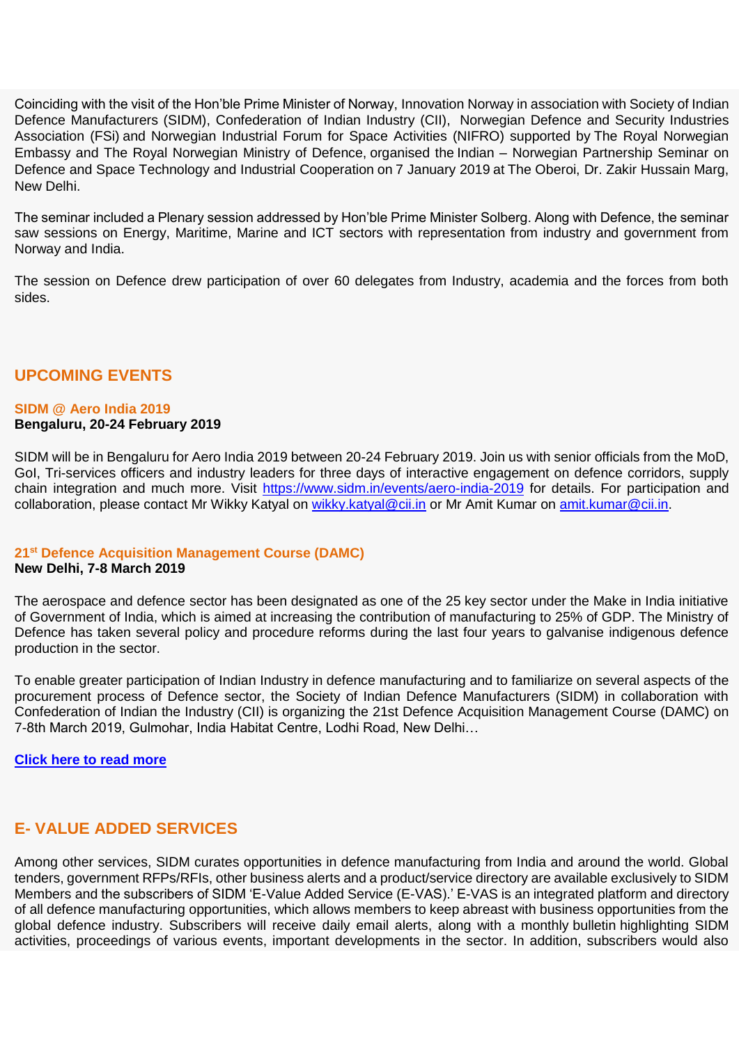Coinciding with the visit of the Hon'ble Prime Minister of Norway, Innovation Norway in association with Society of Indian Defence Manufacturers (SIDM), Confederation of Indian Industry (CII), Norwegian Defence and Security Industries Association (FSi) and Norwegian Industrial Forum for Space Activities (NIFRO) supported by The Royal Norwegian Embassy and The Royal Norwegian Ministry of Defence, organised the Indian – Norwegian Partnership Seminar on Defence and Space Technology and Industrial Cooperation on 7 January 2019 at The Oberoi, Dr. Zakir Hussain Marg, New Delhi.

The seminar included a Plenary session addressed by Hon'ble Prime Minister Solberg. Along with Defence, the seminar saw sessions on Energy, Maritime, Marine and ICT sectors with representation from industry and government from Norway and India.

The session on Defence drew participation of over 60 delegates from Industry, academia and the forces from both sides.

## UPCOMING EVENTS

### SIDM @ Aero India 2019
**Bengaluru, 20-24 February 2019**

SIDM will be in Bengaluru for Aero India 2019 between 20-24 February 2019. Join us with senior officials from the MoD, GoI, Tri-services officers and industry leaders for three days of interactive engagement on defence corridors, supply chain integration and much more. Visit [https://www.sidm.in/events/aero-india-2019](https://www.sidm.in/events/aero-india-2019) for details. For participation and collaboration, please contact Mr Wikky Katyal on [wikky.katyal@cii.in](mailto:wikky.katyal@cii.in) or Mr Amit Kumar on [amit.kumar@cii.in](mailto:amit.kumar@cii.in).

### 21st Defence Acquisition Management Course (DAMC)
**New Delhi, 7-8 March 2019**

The aerospace and defence sector has been designated as one of the 25 key sector under the Make in India initiative of Government of India, which is aimed at increasing the contribution of manufacturing to 25% of GDP. The Ministry of Defence has taken several policy and procedure reforms during the last four years to galvanise indigenous defence production in the sector.

To enable greater participation of Indian Industry in defence manufacturing and to familiarize on several aspects of the procurement process of Defence sector, the Society of Indian Defence Manufacturers (SIDM) in collaboration with Confederation of Indian the Industry (CII) is organizing the 21st Defence Acquisition Management Course (DAMC) on 7-8th March 2019, Gulmohar, India Habitat Centre, Lodhi Road, New Delhi…

**Click here to read more**

## E- VALUE ADDED SERVICES

Among other services, SIDM curates opportunities in defence manufacturing from India and around the world. Global tenders, government RFPs/RFIs, other business alerts and a product/service directory are available exclusively to SIDM Members and the subscribers of SIDM 'E-Value Added Service (E-VAS).' E-VAS is an integrated platform and directory of all defence manufacturing opportunities, which allows members to keep abreast with business opportunities from the global defence industry. Subscribers will receive daily email alerts, along with a monthly bulletin highlighting SIDM activities, proceedings of various events, important developments in the sector. In addition, subscribers would also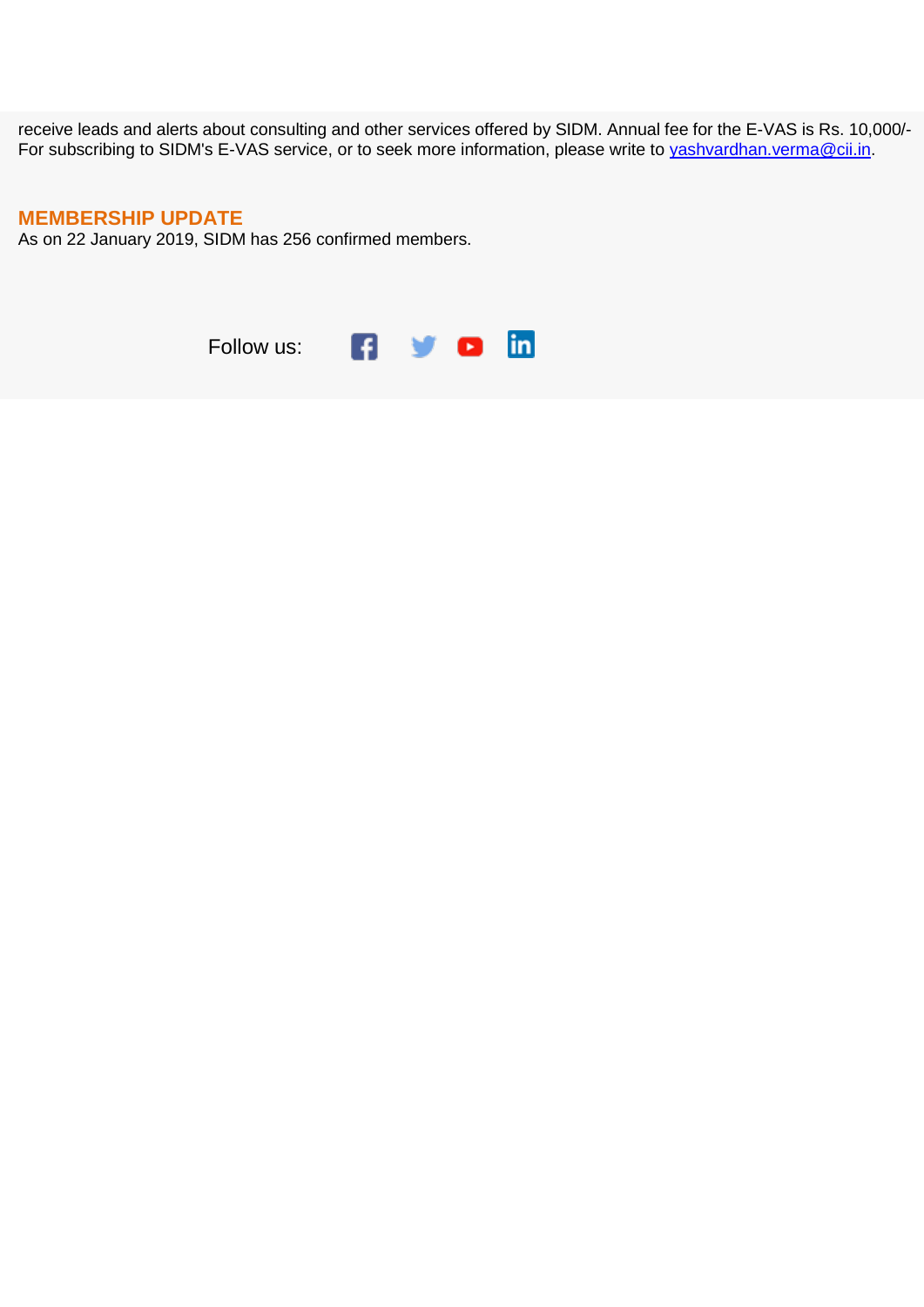receive leads and alerts about consulting and other services offered by SIDM. Annual fee for the E-VAS is Rs. 10,000/- For subscribing to SIDM's E-VAS service, or to seek more information, please write to yashvardhan.verma@cii.in.

## MEMBERSHIP UPDATE

As on 22 January 2019, SIDM has 256 confirmed members.

Follow us: